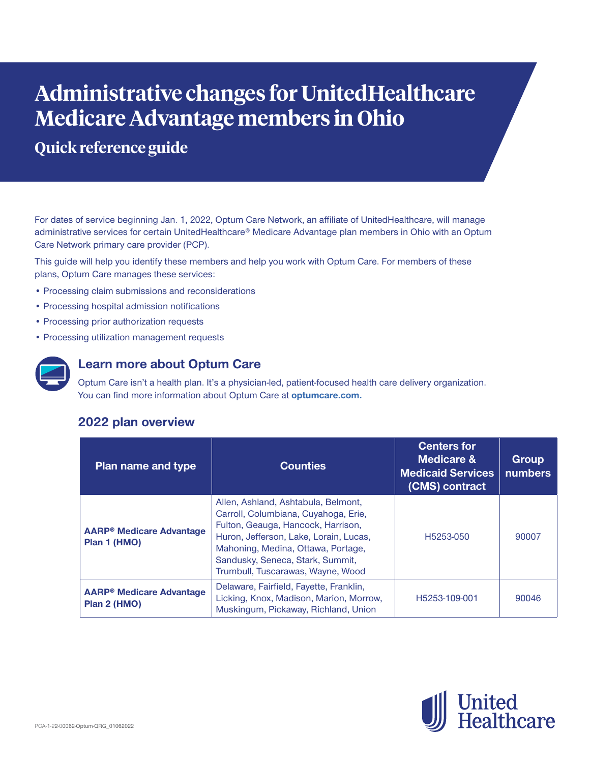# Administrative changes for UnitedHealthcare Medicare Advantage members in Ohio

## Quick reference guide

For dates of service beginning Jan. 1, 2022, Optum Care Network, an affiliate of UnitedHealthcare, will manage administrative services for certain UnitedHealthcare® Medicare Advantage plan members in Ohio with an Optum Care Network primary care provider (PCP).

This guide will help you identify these members and help you work with Optum Care. For members of these plans, Optum Care manages these services:

- Processing claim submissions and reconsiderations
- Processing hospital admission notifications
- Processing prior authorization requests
- Processing utilization management requests

### Learn more about Optum Care

Optum Care isn't a health plan. It's a physician-led, patient-focused health care delivery organization. You can find more information about Optum Care at **optumcare.com.**

### 2022 plan overview

| Plan name and type | Counties | Centers for Medicare & Medicaid Services (CMS) contract | Group numbers |
|---|---|---|---|
| **AARP® Medicare Advantage Plan 1 (HMO)** | Allen, Ashland, Ashtabula, Belmont, Carroll, Columbiana, Cuyahoga, Erie, Fulton, Geauga, Hancock, Harrison, Huron, Jefferson, Lake, Lorain, Lucas, Mahoning, Medina, Ottawa, Portage, Sandusky, Seneca, Stark, Summit, Trumbull, Tuscarawas, Wayne, Wood | H5253-050 | 90007 |
| **AARP® Medicare Advantage Plan 2 (HMO)** | Delaware, Fairfield, Fayette, Franklin, Licking, Knox, Madison, Marion, Morrow, Muskingum, Pickaway, Richland, Union | H5253-109-001 | 90046 |

PCA-1-22-00062-Optum-QRG_01062022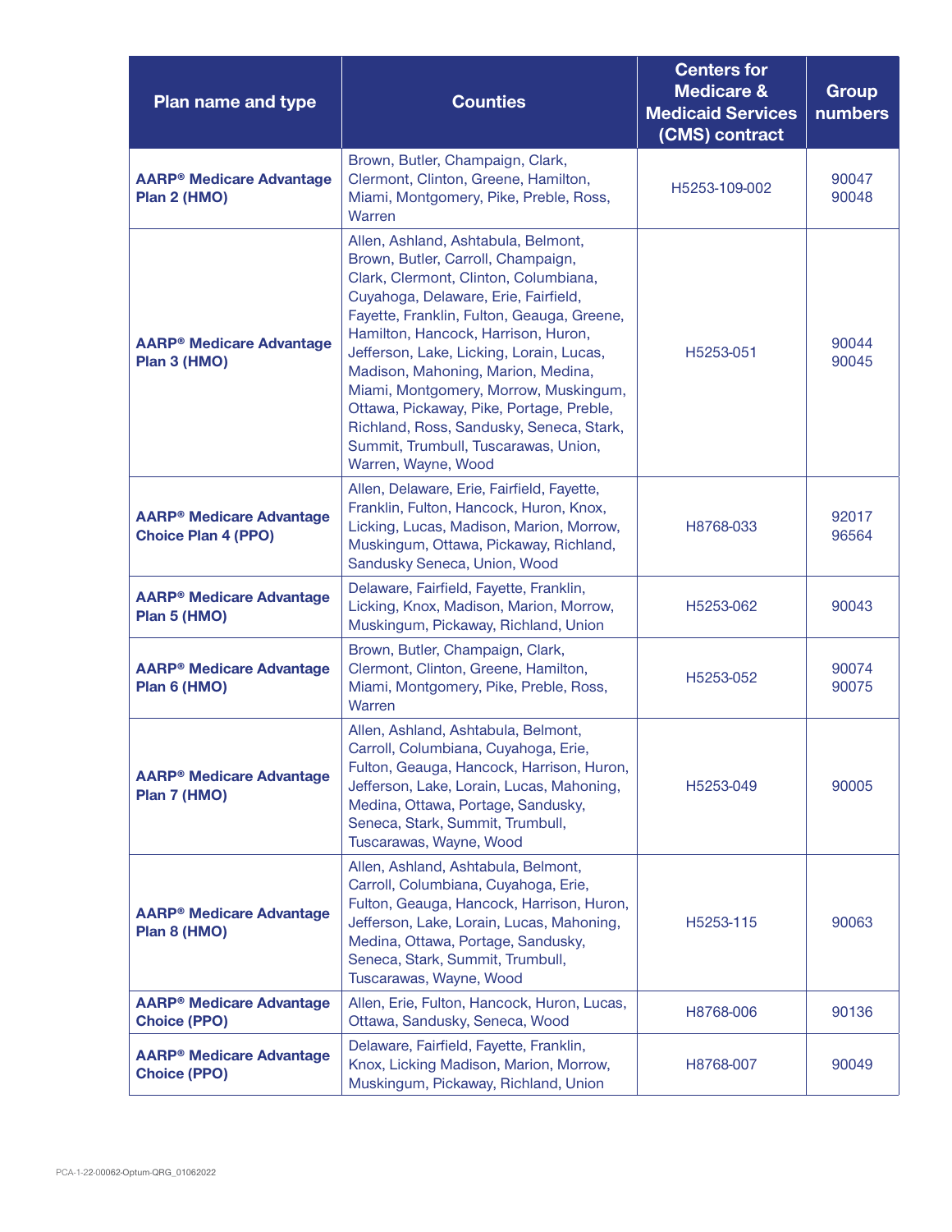| Plan name and type | Counties | Centers for Medicare & Medicaid Services (CMS) contract | Group numbers |
|---|---|---|---|
| **AARP® Medicare Advantage Plan 2 (HMO)** | Brown, Butler, Champaign, Clark, Clermont, Clinton, Greene, Hamilton, Miami, Montgomery, Pike, Preble, Ross, Warren | H5253-109-002 | 90047<br>90048 |
| **AARP® Medicare Advantage Plan 3 (HMO)** | Allen, Ashland, Ashtabula, Belmont, Brown, Butler, Carroll, Champaign, Clark, Clermont, Clinton, Columbiana, Cuyahoga, Delaware, Erie, Fairfield, Fayette, Franklin, Fulton, Geauga, Greene, Hamilton, Hancock, Harrison, Huron, Jefferson, Lake, Licking, Lorain, Lucas, Madison, Mahoning, Marion, Medina, Miami, Montgomery, Morrow, Muskingum, Ottawa, Pickaway, Pike, Portage, Preble, Richland, Ross, Sandusky, Seneca, Stark, Summit, Trumbull, Tuscarawas, Union, Warren, Wayne, Wood | H5253-051 | 90044<br>90045 |
| **AARP® Medicare Advantage Choice Plan 4 (PPO)** | Allen, Delaware, Erie, Fairfield, Fayette, Franklin, Fulton, Hancock, Huron, Knox, Licking, Lucas, Madison, Marion, Morrow, Muskingum, Ottawa, Pickaway, Richland, Sandusky Seneca, Union, Wood | H8768-033 | 92017<br>96564 |
| **AARP® Medicare Advantage Plan 5 (HMO)** | Delaware, Fairfield, Fayette, Franklin, Licking, Knox, Madison, Marion, Morrow, Muskingum, Pickaway, Richland, Union | H5253-062 | 90043 |
| **AARP® Medicare Advantage Plan 6 (HMO)** | Brown, Butler, Champaign, Clark, Clermont, Clinton, Greene, Hamilton, Miami, Montgomery, Pike, Preble, Ross, Warren | H5253-052 | 90074<br>90075 |
| **AARP® Medicare Advantage Plan 7 (HMO)** | Allen, Ashland, Ashtabula, Belmont, Carroll, Columbiana, Cuyahoga, Erie, Fulton, Geauga, Hancock, Harrison, Huron, Jefferson, Lake, Lorain, Lucas, Mahoning, Medina, Ottawa, Portage, Sandusky, Seneca, Stark, Summit, Trumbull, Tuscarawas, Wayne, Wood | H5253-049 | 90005 |
| **AARP® Medicare Advantage Plan 8 (HMO)** | Allen, Ashland, Ashtabula, Belmont, Carroll, Columbiana, Cuyahoga, Erie, Fulton, Geauga, Hancock, Harrison, Huron, Jefferson, Lake, Lorain, Lucas, Mahoning, Medina, Ottawa, Portage, Sandusky, Seneca, Stark, Summit, Trumbull, Tuscarawas, Wayne, Wood | H5253-115 | 90063 |
| **AARP® Medicare Advantage Choice (PPO)** | Allen, Erie, Fulton, Hancock, Huron, Lucas, Ottawa, Sandusky, Seneca, Wood | H8768-006 | 90136 |
| **AARP® Medicare Advantage Choice (PPO)** | Delaware, Fairfield, Fayette, Franklin, Knox, Licking Madison, Marion, Morrow, Muskingum, Pickaway, Richland, Union | H8768-007 | 90049 |

PCA-1-22-00062-Optum-QRG_01062022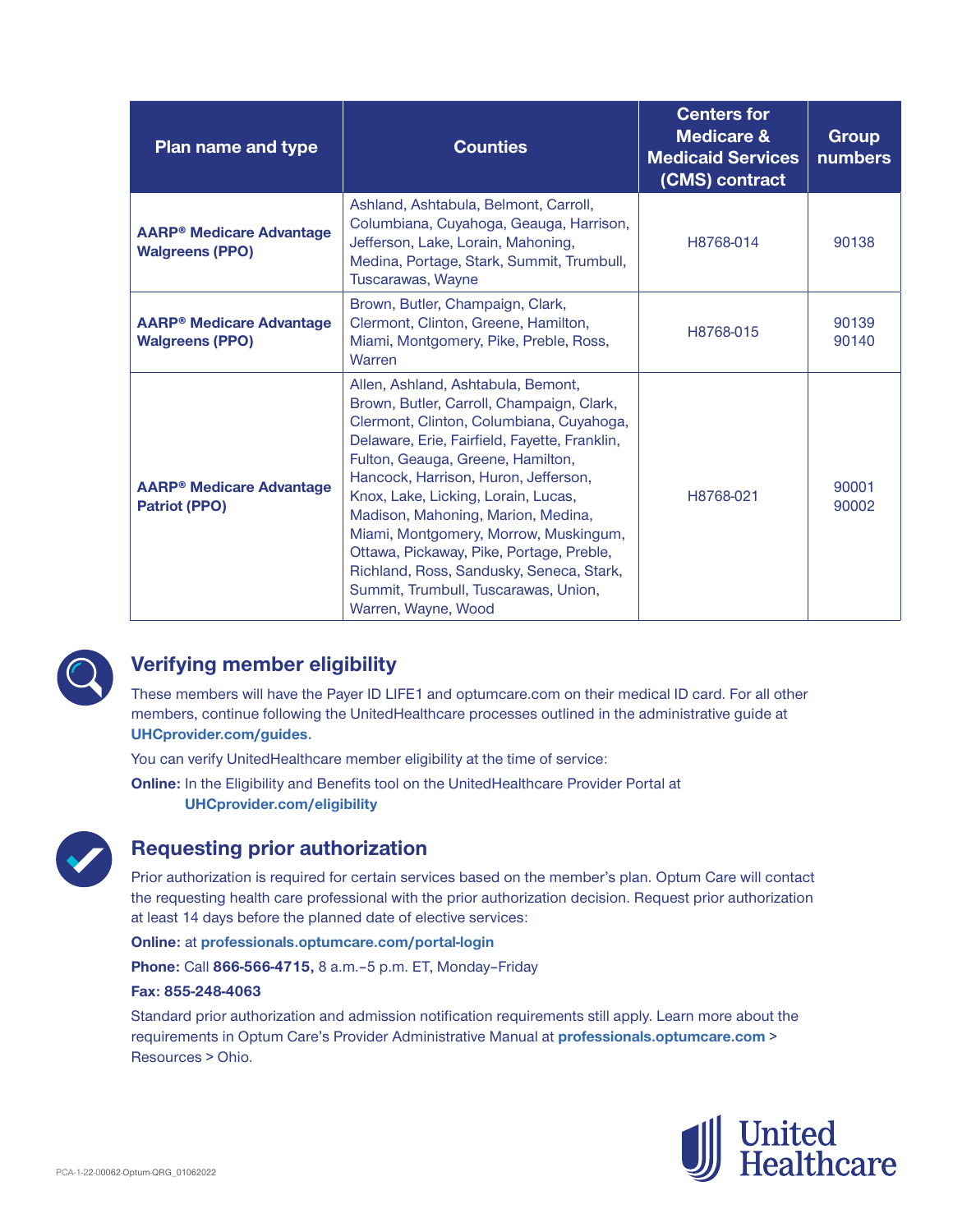| Plan name and type | Counties | Centers for Medicare & Medicaid Services (CMS) contract | Group numbers |
|---|---|---|---|
| **AARP® Medicare Advantage Walgreens (PPO)** | Ashland, Ashtabula, Belmont, Carroll, Columbiana, Cuyahoga, Geauga, Harrison, Jefferson, Lake, Lorain, Mahoning, Medina, Portage, Stark, Summit, Trumbull, Tuscarawas, Wayne | H8768-014 | 90138 |
| **AARP® Medicare Advantage Walgreens (PPO)** | Brown, Butler, Champaign, Clark, Clermont, Clinton, Greene, Hamilton, Miami, Montgomery, Pike, Preble, Ross, Warren | H8768-015 | 90139 90140 |
| **AARP® Medicare Advantage Patriot (PPO)** | Allen, Ashland, Ashtabula, Bemont, Brown, Butler, Carroll, Champaign, Clark, Clermont, Clinton, Columbiana, Cuyahoga, Delaware, Erie, Fairfield, Fayette, Franklin, Fulton, Geauga, Greene, Hamilton, Hancock, Harrison, Huron, Jefferson, Knox, Lake, Licking, Lorain, Lucas, Madison, Mahoning, Marion, Medina, Miami, Montgomery, Morrow, Muskingum, Ottawa, Pickaway, Pike, Portage, Preble, Richland, Ross, Sandusky, Seneca, Stark, Summit, Trumbull, Tuscarawas, Union, Warren, Wayne, Wood | H8768-021 | 90001 90002 |

## Verifying member eligibility

These members will have the Payer ID LIFE1 and optumcare.com on their medical ID card. For all other members, continue following the UnitedHealthcare processes outlined in the administrative guide at **UHCprovider.com/guides.**

You can verify UnitedHealthcare member eligibility at the time of service:

**Online:** In the Eligibility and Benefits tool on the UnitedHealthcare Provider Portal at **UHCprovider.com/eligibility**

## Requesting prior authorization

Prior authorization is required for certain services based on the member's plan. Optum Care will contact the requesting health care professional with the prior authorization decision. Request prior authorization at least 14 days before the planned date of elective services:

**Online:** at **professionals.optumcare.com/portal-login**

**Phone:** Call **866-566-4715,** 8 a.m.–5 p.m. ET, Monday–Friday

**Fax: 855-248-4063**

Standard prior authorization and admission notification requirements still apply. Learn more about the requirements in Optum Care's Provider Administrative Manual at **professionals.optumcare.com** > Resources > Ohio.

PCA-1-22-00062-Optum-QRG_01062022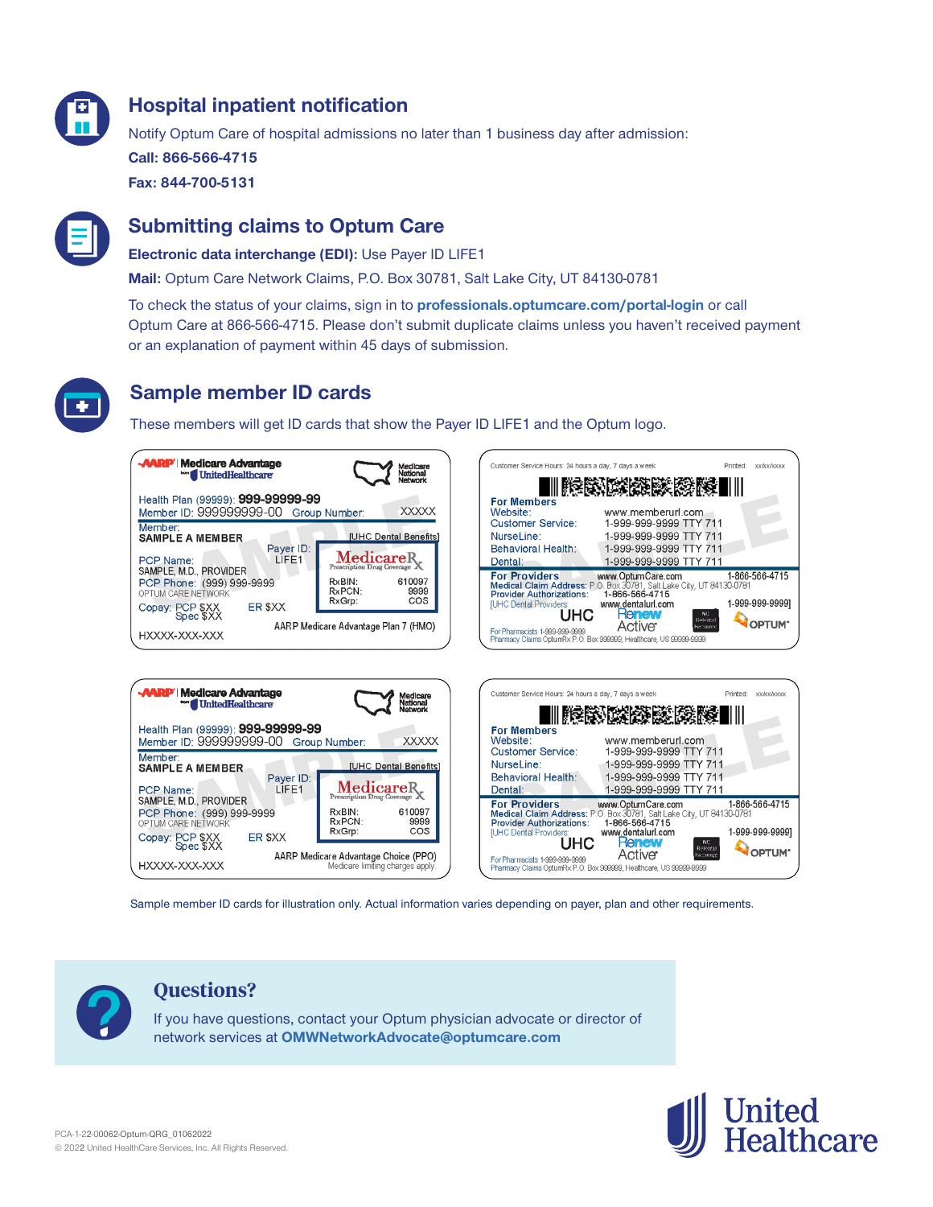## Hospital inpatient notification

Notify Optum Care of hospital admissions no later than 1 business day after admission:

**Call: 866-566-4715**

**Fax: 844-700-5131**

## Submitting claims to Optum Care

**Electronic data interchange (EDI):** Use Payer ID LIFE1

**Mail:** Optum Care Network Claims, P.O. Box 30781, Salt Lake City, UT 84130-0781

To check the status of your claims, sign in to **professionals.optumcare.com/portal-login** or call Optum Care at 866-566-4715. Please don't submit duplicate claims unless you haven't received payment or an explanation of payment within 45 days of submission.

## Sample member ID cards

These members will get ID cards that show the Payer ID LIFE1 and the Optum logo.

AARP Medicare Advantage from UnitedHealthcare | Medicare National Network

Health Plan (99999): **999-99999-99**
Member ID: 999999999-00 Group Number: XXXXX
Member:
**SAMPLE A MEMBER** [UHC Dental Benefits]
Payer ID: LIFE1
PCP Name: SAMPLE, M.D., PROVIDER
PCP Phone: (999) 999-9999
OPTUM CARE NETWORK
Copay: PCP $XX ER $XX
Spec $XX
MedicareRx Prescription Drug Coverage
RxBIN: 610097
RxPCN: 9999
RxGrp: COS
AARP Medicare Advantage Plan 7 (HMO)
HXXXX-XXX-XXX

Customer Service Hours: 24 hours a day, 7 days a week Printed: xx/xx/xxxx
**For Members**
Website: www.memberurl.com
Customer Service: 1-999-999-9999 TTY 711
NurseLine: 1-999-999-9999 TTY 711
Behavioral Health: 1-999-999-9999 TTY 711
Dental: 1-999-999-9999 TTY 711
**For Providers** www.OptumCare.com 1-866-566-4715
Medical Claim Address: P.O. Box 30781, Salt Lake City, UT 84130-0781
Provider Authorizations: 1-866-566-4715
[UHC Dental Providers: www.dentalurl.com 1-999-999-9999]
For Pharmacists 1-999-999-9999
Pharmacy Claims OptumRx P.O. Box 999999, Healthcare, US 99999-9999
UHC Renew Active OPTUM

AARP Medicare Advantage from UnitedHealthcare | Medicare National Network

Health Plan (99999): **999-99999-99**
Member ID: 999999999-00 Group Number: XXXXX
Member:
**SAMPLE A MEMBER** [UHC Dental Benefits]
Payer ID: LIFE1
PCP Name: SAMPLE, M.D., PROVIDER
PCP Phone: (999) 999-9999
OPTUM CARE NETWORK
Copay: PCP $XX ER $XX
Spec $XX
MedicareRx Prescription Drug Coverage
RxBIN: 610097
RxPCN: 9999
RxGrp: COS
AARP Medicare Advantage Choice (PPO)
Medicare limiting charges apply.
HXXXX-XXX-XXX

Customer Service Hours: 24 hours a day, 7 days a week Printed: xx/xx/xxxx
**For Members**
Website: www.memberurl.com
Customer Service: 1-999-999-9999 TTY 711
NurseLine: 1-999-999-9999 TTY 711
Behavioral Health: 1-999-999-9999 TTY 711
Dental: 1-999-999-9999 TTY 711
**For Providers** www.OptumCare.com 1-866-566-4715
Medical Claim Address: P.O. Box 30781, Salt Lake City, UT 84130-0781
Provider Authorizations: 1-866-566-4715
[UHC Dental Providers: www.dentalurl.com 1-999-999-9999]
For Pharmacists 1-999-999-9999
Pharmacy Claims OptumRx P.O. Box 999999, Healthcare, US 99999-9999
UHC Renew Active OPTUM

Sample member ID cards for illustration only. Actual information varies depending on payer, plan and other requirements.

## Questions?

If you have questions, contact your Optum physician advocate or director of network services at **OMWNetworkAdvocate@optumcare.com**

PCA-1-22-00062-Optum-QRG_01062022
© 2022 United HealthCare Services, Inc. All Rights Reserved.

United Healthcare